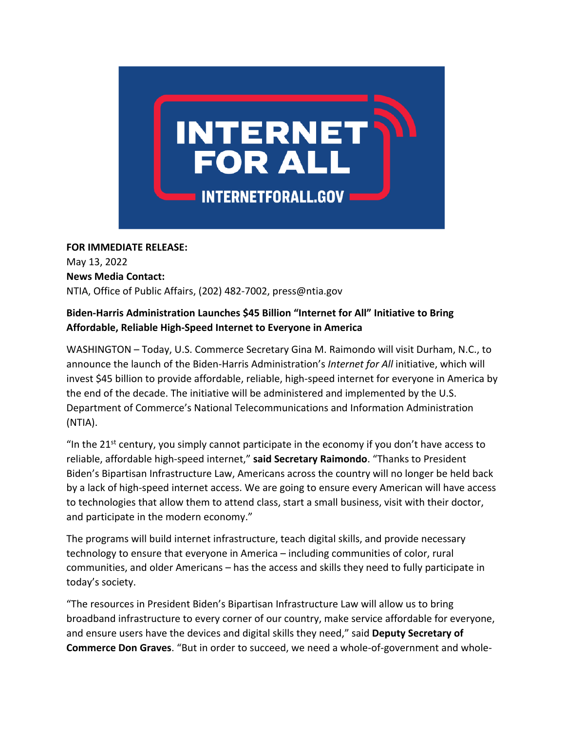**FOR IMMEDIATE RELEASE:**
May 13, 2022
**News Media Contact:**
NTIA, Office of Public Affairs, (202) 482-7002, press@ntia.gov

**Biden-Harris Administration Launches $45 Billion "Internet for All" Initiative to Bring Affordable, Reliable High-Speed Internet to Everyone in America**

WASHINGTON – Today, U.S. Commerce Secretary Gina M. Raimondo will visit Durham, N.C., to announce the launch of the Biden-Harris Administration's *Internet for All* initiative, which will invest $45 billion to provide affordable, reliable, high-speed internet for everyone in America by the end of the decade. The initiative will be administered and implemented by the U.S. Department of Commerce's National Telecommunications and Information Administration (NTIA).

"In the 21st century, you simply cannot participate in the economy if you don't have access to reliable, affordable high-speed internet," **said Secretary Raimondo**. "Thanks to President Biden's Bipartisan Infrastructure Law, Americans across the country will no longer be held back by a lack of high-speed internet access. We are going to ensure every American will have access to technologies that allow them to attend class, start a small business, visit with their doctor, and participate in the modern economy."

The programs will build internet infrastructure, teach digital skills, and provide necessary technology to ensure that everyone in America – including communities of color, rural communities, and older Americans – has the access and skills they need to fully participate in today's society.

"The resources in President Biden's Bipartisan Infrastructure Law will allow us to bring broadband infrastructure to every corner of our country, make service affordable for everyone, and ensure users have the devices and digital skills they need," said **Deputy Secretary of Commerce Don Graves**. "But in order to succeed, we need a whole-of-government and whole-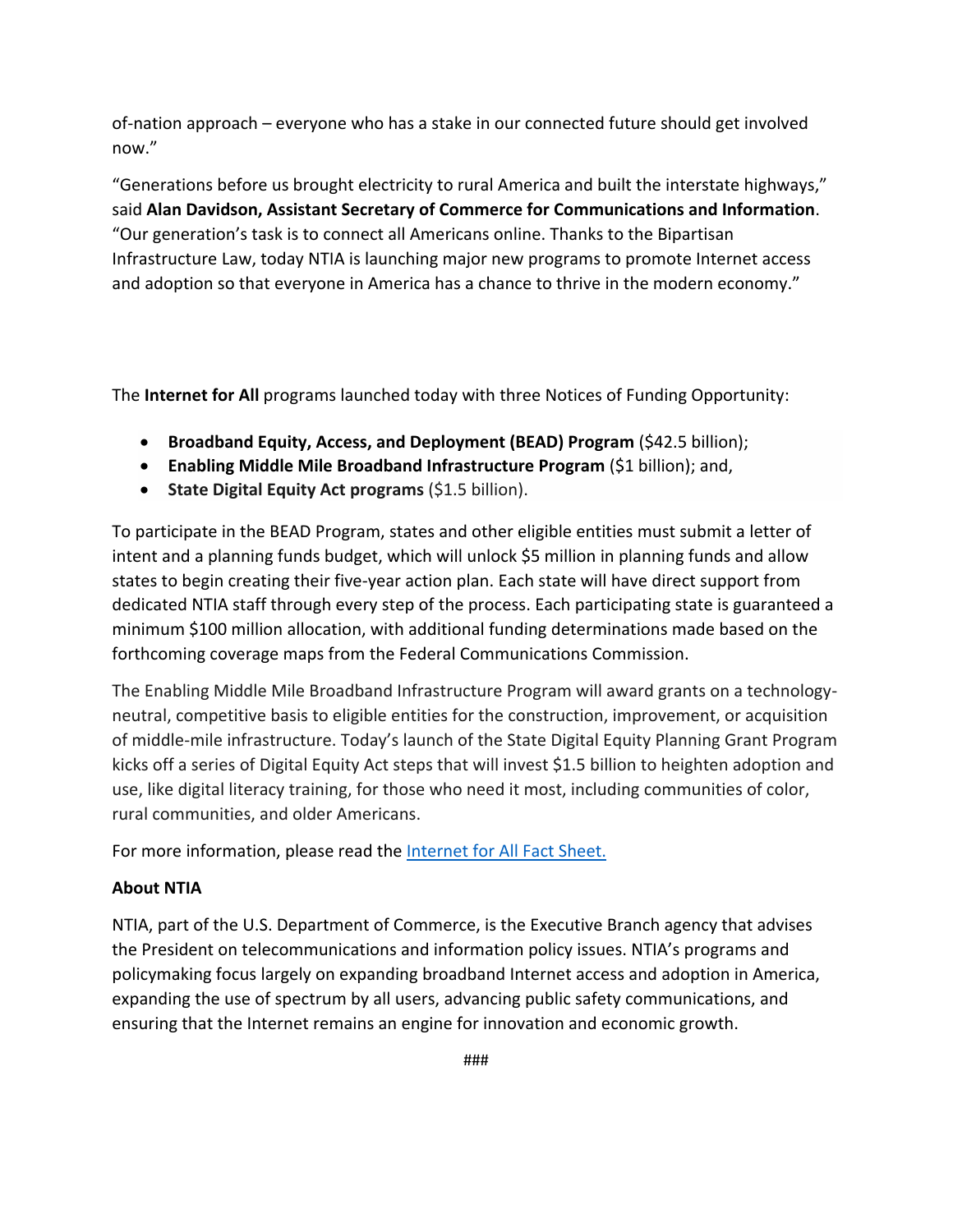of-nation approach – everyone who has a stake in our connected future should get involved now."

"Generations before us brought electricity to rural America and built the interstate highways," said **Alan Davidson, Assistant Secretary of Commerce for Communications and Information**. "Our generation's task is to connect all Americans online. Thanks to the Bipartisan Infrastructure Law, today NTIA is launching major new programs to promote Internet access and adoption so that everyone in America has a chance to thrive in the modern economy."

The **Internet for All** programs launched today with three Notices of Funding Opportunity:

- **Broadband Equity, Access, and Deployment (BEAD) Program** ($42.5 billion);
- **Enabling Middle Mile Broadband Infrastructure Program** ($1 billion); and,
- **State Digital Equity Act programs** ($1.5 billion).

To participate in the BEAD Program, states and other eligible entities must submit a letter of intent and a planning funds budget, which will unlock $5 million in planning funds and allow states to begin creating their five-year action plan. Each state will have direct support from dedicated NTIA staff through every step of the process. Each participating state is guaranteed a minimum $100 million allocation, with additional funding determinations made based on the forthcoming coverage maps from the Federal Communications Commission.

The Enabling Middle Mile Broadband Infrastructure Program will award grants on a technology-neutral, competitive basis to eligible entities for the construction, improvement, or acquisition of middle-mile infrastructure. Today's launch of the State Digital Equity Planning Grant Program kicks off a series of Digital Equity Act steps that will invest $1.5 billion to heighten adoption and use, like digital literacy training, for those who need it most, including communities of color, rural communities, and older Americans.

For more information, please read the Internet for All Fact Sheet.

**About NTIA**

NTIA, part of the U.S. Department of Commerce, is the Executive Branch agency that advises the President on telecommunications and information policy issues. NTIA's programs and policymaking focus largely on expanding broadband Internet access and adoption in America, expanding the use of spectrum by all users, advancing public safety communications, and ensuring that the Internet remains an engine for innovation and economic growth.

###